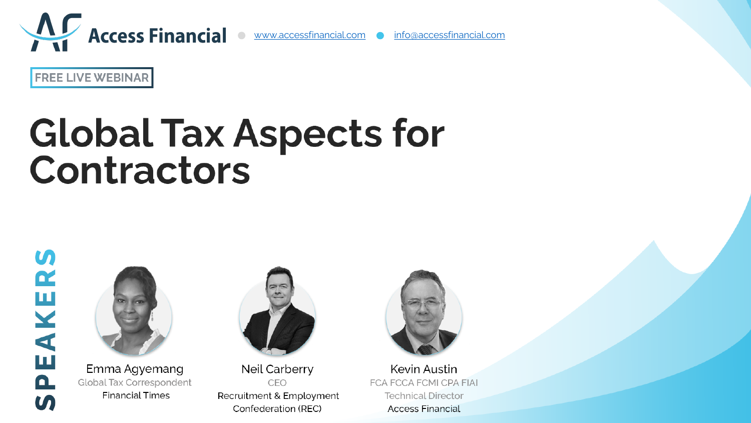Access Financial • www.accessfinancial.com • info@accessfinancial.com

FREE LIVE WEBINAR

# Global Tax Aspects for Contractors

## SPEAKERS

**Emma Agyemang**
Global Tax Correspondent
Financial Times

**Neil Carberry**
CEO
Recruitment & Employment Confederation (REC)

**Kevin Austin**
FCA FCCA FCMI CPA FIAI
Technical Director
Access Financial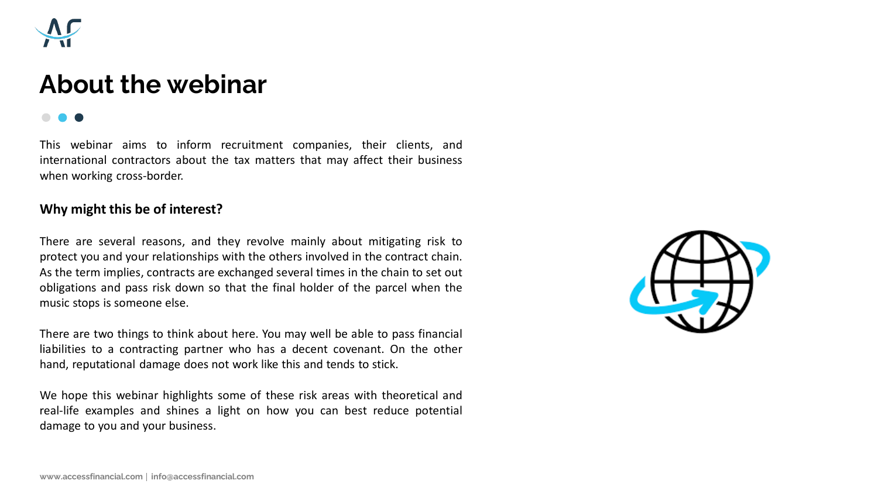# About the webinar

This webinar aims to inform recruitment companies, their clients, and international contractors about the tax matters that may affect their business when working cross-border.

**Why might this be of interest?**

There are several reasons, and they revolve mainly about mitigating risk to protect you and your relationships with the others involved in the contract chain. As the term implies, contracts are exchanged several times in the chain to set out obligations and pass risk down so that the final holder of the parcel when the music stops is someone else.

There are two things to think about here. You may well be able to pass financial liabilities to a contracting partner who has a decent covenant. On the other hand, reputational damage does not work like this and tends to stick.

We hope this webinar highlights some of these risk areas with theoretical and real-life examples and shines a light on how you can best reduce potential damage to you and your business.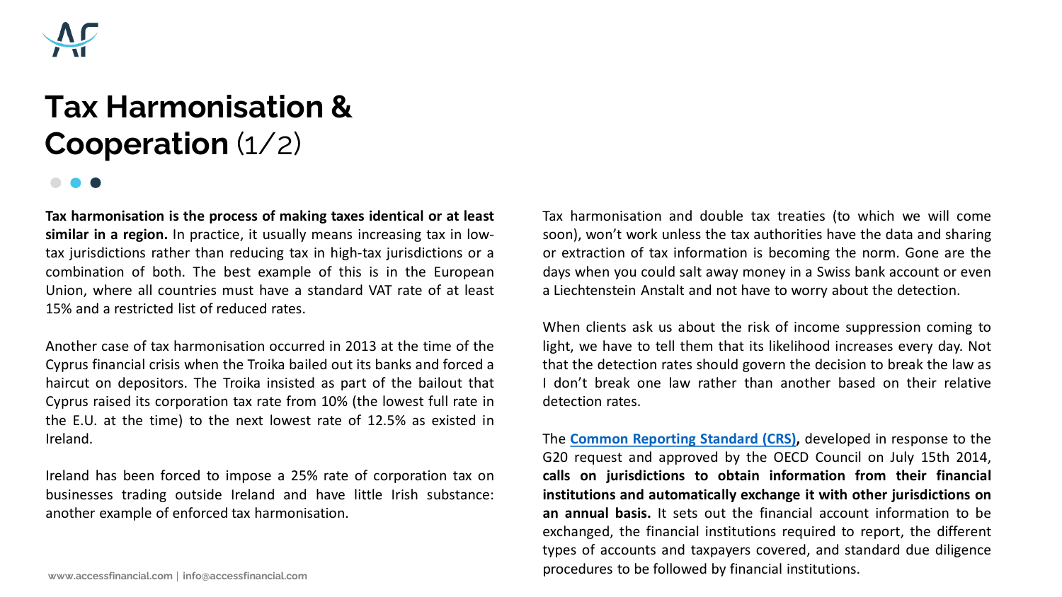# Tax Harmonisation & Cooperation (1/2)

**Tax harmonisation is the process of making taxes identical or at least similar in a region.** In practice, it usually means increasing tax in low-tax jurisdictions rather than reducing tax in high-tax jurisdictions or a combination of both. The best example of this is in the European Union, where all countries must have a standard VAT rate of at least 15% and a restricted list of reduced rates.

Another case of tax harmonisation occurred in 2013 at the time of the Cyprus financial crisis when the Troika bailed out its banks and forced a haircut on depositors. The Troika insisted as part of the bailout that Cyprus raised its corporation tax rate from 10% (the lowest full rate in the E.U. at the time) to the next lowest rate of 12.5% as existed in Ireland.

Ireland has been forced to impose a 25% rate of corporation tax on businesses trading outside Ireland and have little Irish substance: another example of enforced tax harmonisation.

Tax harmonisation and double tax treaties (to which we will come soon), won't work unless the tax authorities have the data and sharing or extraction of tax information is becoming the norm. Gone are the days when you could salt away money in a Swiss bank account or even a Liechtenstein Anstalt and not have to worry about the detection.

When clients ask us about the risk of income suppression coming to light, we have to tell them that its likelihood increases every day. Not that the detection rates should govern the decision to break the law as I don't break one law rather than another based on their relative detection rates.

The **Common Reporting Standard (CRS),** developed in response to the G20 request and approved by the OECD Council on July 15th 2014, **calls on jurisdictions to obtain information from their financial institutions and automatically exchange it with other jurisdictions on an annual basis.** It sets out the financial account information to be exchanged, the financial institutions required to report, the different types of accounts and taxpayers covered, and standard due diligence procedures to be followed by financial institutions.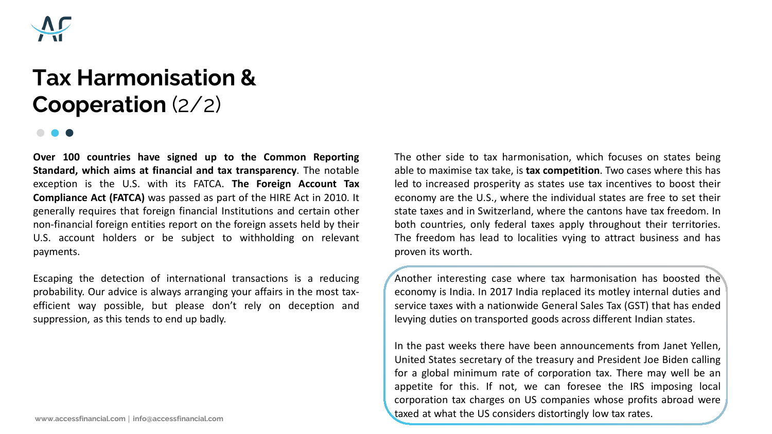# Tax Harmonisation & Cooperation (2/2)

**Over 100 countries have signed up to the Common Reporting Standard, which aims at financial and tax transparency**. The notable exception is the U.S. with its FATCA. **The Foreign Account Tax Compliance Act (FATCA)** was passed as part of the HIRE Act in 2010. It generally requires that foreign financial Institutions and certain other non-financial foreign entities report on the foreign assets held by their U.S. account holders or be subject to withholding on relevant payments.

Escaping the detection of international transactions is a reducing probability. Our advice is always arranging your affairs in the most tax-efficient way possible, but please don't rely on deception and suppression, as this tends to end up badly.

The other side to tax harmonisation, which focuses on states being able to maximise tax take, is **tax competition**. Two cases where this has led to increased prosperity as states use tax incentives to boost their economy are the U.S., where the individual states are free to set their state taxes and in Switzerland, where the cantons have tax freedom. In both countries, only federal taxes apply throughout their territories. The freedom has lead to localities vying to attract business and has proven its worth.

Another interesting case where tax harmonisation has boosted the economy is India. In 2017 India replaced its motley internal duties and service taxes with a nationwide General Sales Tax (GST) that has ended levying duties on transported goods across different Indian states.

In the past weeks there have been announcements from Janet Yellen, United States secretary of the treasury and President Joe Biden calling for a global minimum rate of corporation tax. There may well be an appetite for this. If not, we can foresee the IRS imposing local corporation tax charges on US companies whose profits abroad were taxed at what the US considers distortingly low tax rates.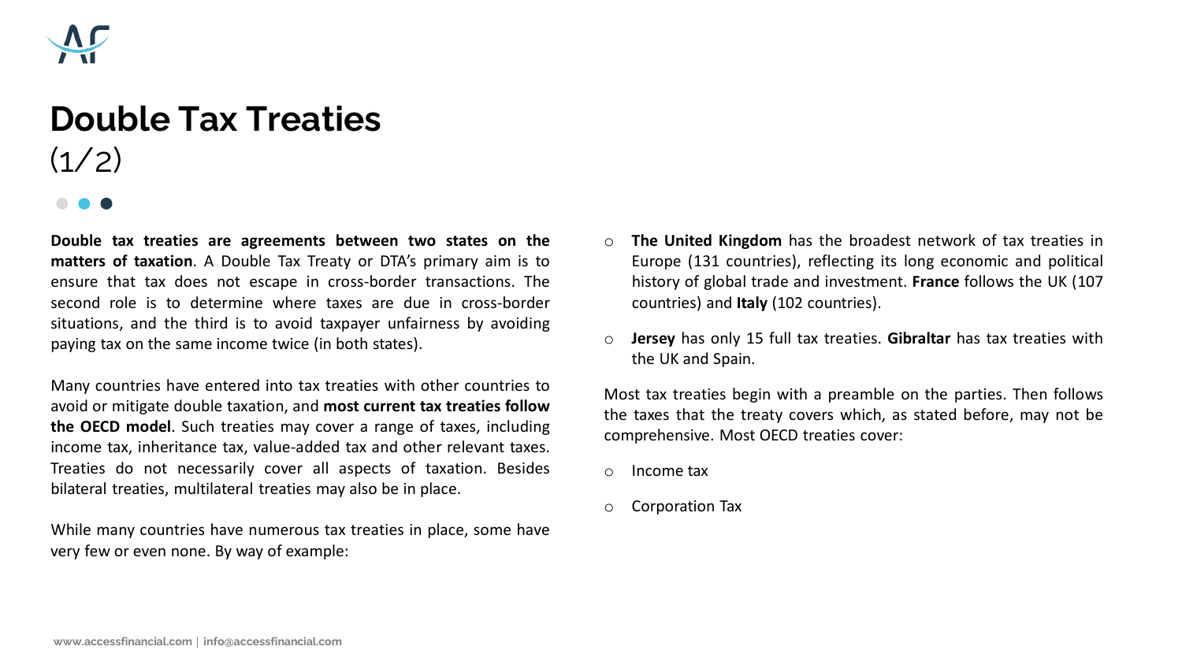# Double Tax Treaties

(1/2)

**Double tax treaties are agreements between two states on the matters of taxation**. A Double Tax Treaty or DTA's primary aim is to ensure that tax does not escape in cross-border transactions. The second role is to determine where taxes are due in cross-border situations, and the third is to avoid taxpayer unfairness by avoiding paying tax on the same income twice (in both states).

Many countries have entered into tax treaties with other countries to avoid or mitigate double taxation, and **most current tax treaties follow the OECD model**. Such treaties may cover a range of taxes, including income tax, inheritance tax, value-added tax and other relevant taxes. Treaties do not necessarily cover all aspects of taxation. Besides bilateral treaties, multilateral treaties may also be in place.

While many countries have numerous tax treaties in place, some have very few or even none. By way of example:

- **The United Kingdom** has the broadest network of tax treaties in Europe (131 countries), reflecting its long economic and political history of global trade and investment. **France** follows the UK (107 countries) and **Italy** (102 countries).
- **Jersey** has only 15 full tax treaties. **Gibraltar** has tax treaties with the UK and Spain.

Most tax treaties begin with a preamble on the parties. Then follows the taxes that the treaty covers which, as stated before, may not be comprehensive. Most OECD treaties cover:

- Income tax
- Corporation Tax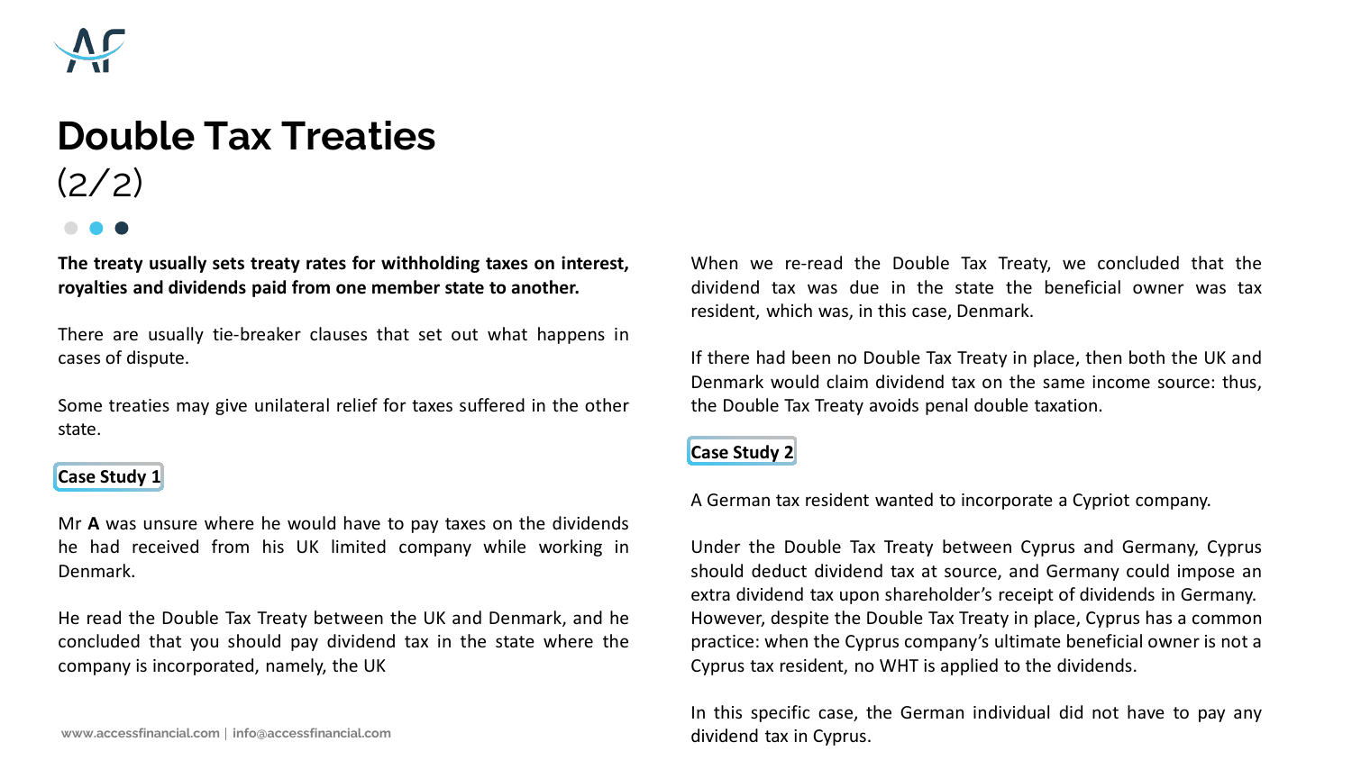# Double Tax Treaties
(2/2)

**The treaty usually sets treaty rates for withholding taxes on interest, royalties and dividends paid from one member state to another.**

There are usually tie-breaker clauses that set out what happens in cases of dispute.

Some treaties may give unilateral relief for taxes suffered in the other state.

**Case Study 1**

Mr **A** was unsure where he would have to pay taxes on the dividends he had received from his UK limited company while working in Denmark.

He read the Double Tax Treaty between the UK and Denmark, and he concluded that you should pay dividend tax in the state where the company is incorporated, namely, the UK

When we re-read the Double Tax Treaty, we concluded that the dividend tax was due in the state the beneficial owner was tax resident, which was, in this case, Denmark.

If there had been no Double Tax Treaty in place, then both the UK and Denmark would claim dividend tax on the same income source: thus, the Double Tax Treaty avoids penal double taxation.

**Case Study 2**

A German tax resident wanted to incorporate a Cypriot company.

Under the Double Tax Treaty between Cyprus and Germany, Cyprus should deduct dividend tax at source, and Germany could impose an extra dividend tax upon shareholder's receipt of dividends in Germany. However, despite the Double Tax Treaty in place, Cyprus has a common practice: when the Cyprus company's ultimate beneficial owner is not a Cyprus tax resident, no WHT is applied to the dividends.

In this specific case, the German individual did not have to pay any dividend tax in Cyprus.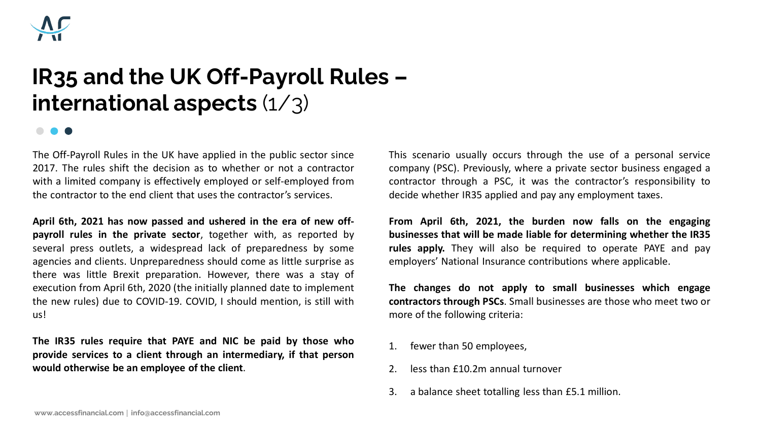# IR35 and the UK Off-Payroll Rules – international aspects (1/3)

The Off-Payroll Rules in the UK have applied in the public sector since 2017. The rules shift the decision as to whether or not a contractor with a limited company is effectively employed or self-employed from the contractor to the end client that uses the contractor's services.

**April 6th, 2021 has now passed and ushered in the era of new off-payroll rules in the private sector**, together with, as reported by several press outlets, a widespread lack of preparedness by some agencies and clients. Unpreparedness should come as little surprise as there was little Brexit preparation. However, there was a stay of execution from April 6th, 2020 (the initially planned date to implement the new rules) due to COVID-19. COVID, I should mention, is still with us!

**The IR35 rules require that PAYE and NIC be paid by those who provide services to a client through an intermediary, if that person would otherwise be an employee of the client**.

This scenario usually occurs through the use of a personal service company (PSC). Previously, where a private sector business engaged a contractor through a PSC, it was the contractor's responsibility to decide whether IR35 applied and pay any employment taxes.

**From April 6th, 2021, the burden now falls on the engaging businesses that will be made liable for determining whether the IR35 rules apply.** They will also be required to operate PAYE and pay employers' National Insurance contributions where applicable.

**The changes do not apply to small businesses which engage contractors through PSCs**. Small businesses are those who meet two or more of the following criteria:

1. fewer than 50 employees,
2. less than £10.2m annual turnover
3. a balance sheet totalling less than £5.1 million.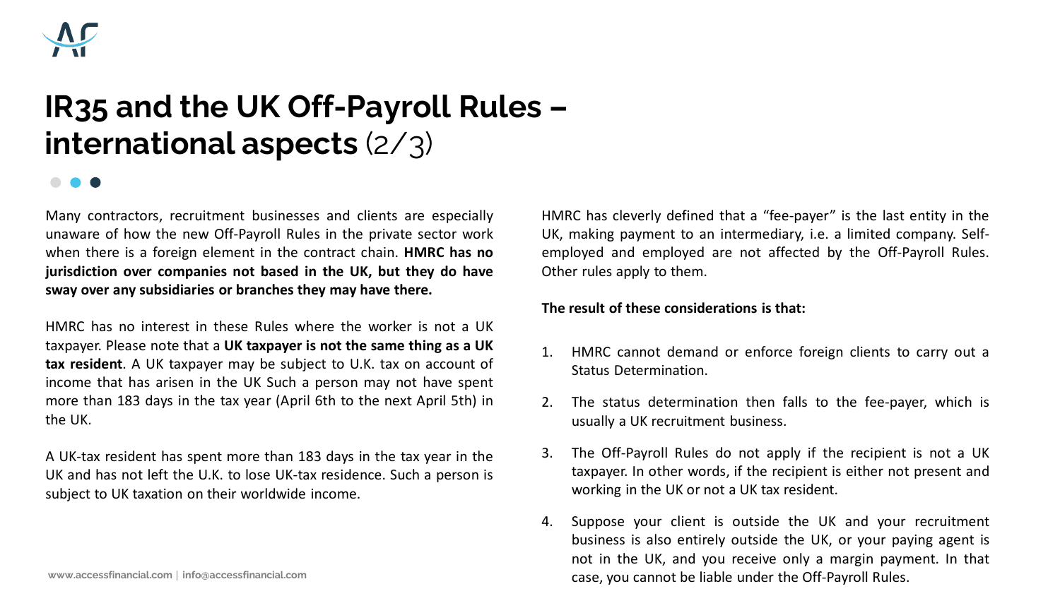# IR35 and the UK Off-Payroll Rules – international aspects (2/3)

Many contractors, recruitment businesses and clients are especially unaware of how the new Off-Payroll Rules in the private sector work when there is a foreign element in the contract chain. **HMRC has no jurisdiction over companies not based in the UK, but they do have sway over any subsidiaries or branches they may have there.**

HMRC has no interest in these Rules where the worker is not a UK taxpayer. Please note that a **UK taxpayer is not the same thing as a UK tax resident**. A UK taxpayer may be subject to U.K. tax on account of income that has arisen in the UK Such a person may not have spent more than 183 days in the tax year (April 6th to the next April 5th) in the UK.

A UK-tax resident has spent more than 183 days in the tax year in the UK and has not left the U.K. to lose UK-tax residence. Such a person is subject to UK taxation on their worldwide income.

HMRC has cleverly defined that a "fee-payer" is the last entity in the UK, making payment to an intermediary, i.e. a limited company. Self-employed and employed are not affected by the Off-Payroll Rules. Other rules apply to them.

**The result of these considerations is that:**

1. HMRC cannot demand or enforce foreign clients to carry out a Status Determination.
2. The status determination then falls to the fee-payer, which is usually a UK recruitment business.
3. The Off-Payroll Rules do not apply if the recipient is not a UK taxpayer. In other words, if the recipient is either not present and working in the UK or not a UK tax resident.
4. Suppose your client is outside the UK and your recruitment business is also entirely outside the UK, or your paying agent is not in the UK, and you receive only a margin payment. In that case, you cannot be liable under the Off-Payroll Rules.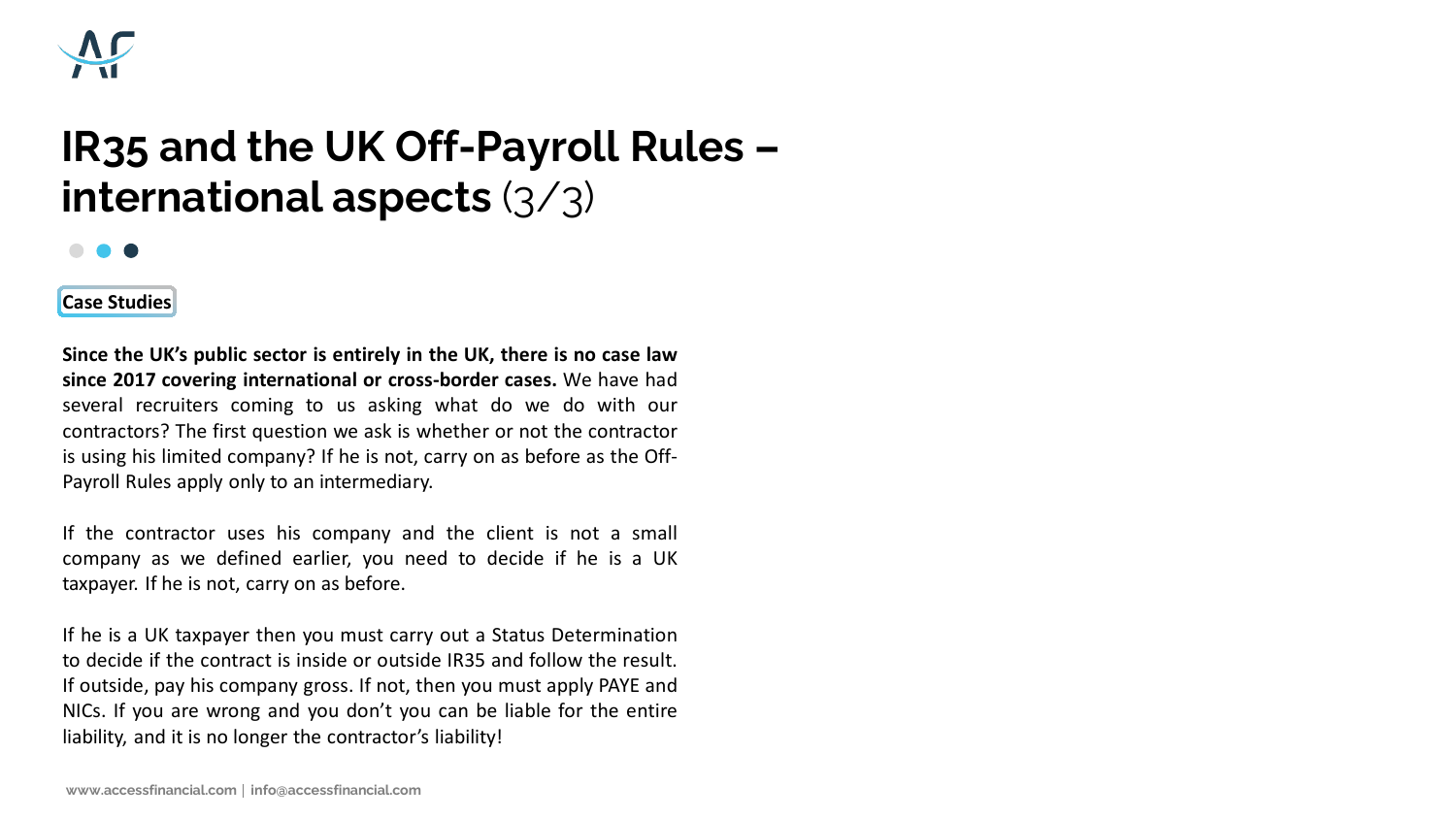# IR35 and the UK Off-Payroll Rules – international aspects (3/3)

**Case Studies**

**Since the UK's public sector is entirely in the UK, there is no case law since 2017 covering international or cross-border cases.** We have had several recruiters coming to us asking what do we do with our contractors? The first question we ask is whether or not the contractor is using his limited company? If he is not, carry on as before as the Off-Payroll Rules apply only to an intermediary.

If the contractor uses his company and the client is not a small company as we defined earlier, you need to decide if he is a UK taxpayer. If he is not, carry on as before.

If he is a UK taxpayer then you must carry out a Status Determination to decide if the contract is inside or outside IR35 and follow the result. If outside, pay his company gross. If not, then you must apply PAYE and NICs. If you are wrong and you don't you can be liable for the entire liability, and it is no longer the contractor's liability!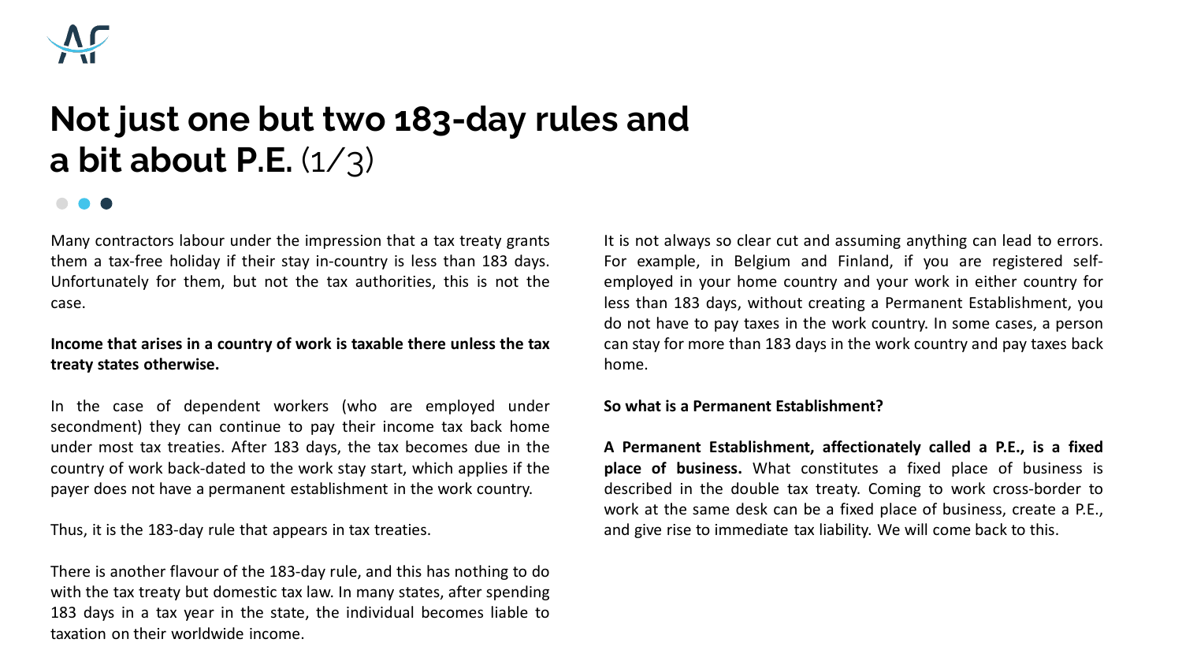# Not just one but two 183-day rules and a bit about P.E. (1/3)

Many contractors labour under the impression that a tax treaty grants them a tax-free holiday if their stay in-country is less than 183 days. Unfortunately for them, but not the tax authorities, this is not the case.

**Income that arises in a country of work is taxable there unless the tax treaty states otherwise.**

In the case of dependent workers (who are employed under secondment) they can continue to pay their income tax back home under most tax treaties. After 183 days, the tax becomes due in the country of work back-dated to the work stay start, which applies if the payer does not have a permanent establishment in the work country.

Thus, it is the 183-day rule that appears in tax treaties.

There is another flavour of the 183-day rule, and this has nothing to do with the tax treaty but domestic tax law. In many states, after spending 183 days in a tax year in the state, the individual becomes liable to taxation on their worldwide income.

It is not always so clear cut and assuming anything can lead to errors. For example, in Belgium and Finland, if you are registered self-employed in your home country and your work in either country for less than 183 days, without creating a Permanent Establishment, you do not have to pay taxes in the work country. In some cases, a person can stay for more than 183 days in the work country and pay taxes back home.

**So what is a Permanent Establishment?**

**A Permanent Establishment, affectionately called a P.E., is a fixed place of business.** What constitutes a fixed place of business is described in the double tax treaty. Coming to work cross-border to work at the same desk can be a fixed place of business, create a P.E., and give rise to immediate tax liability. We will come back to this.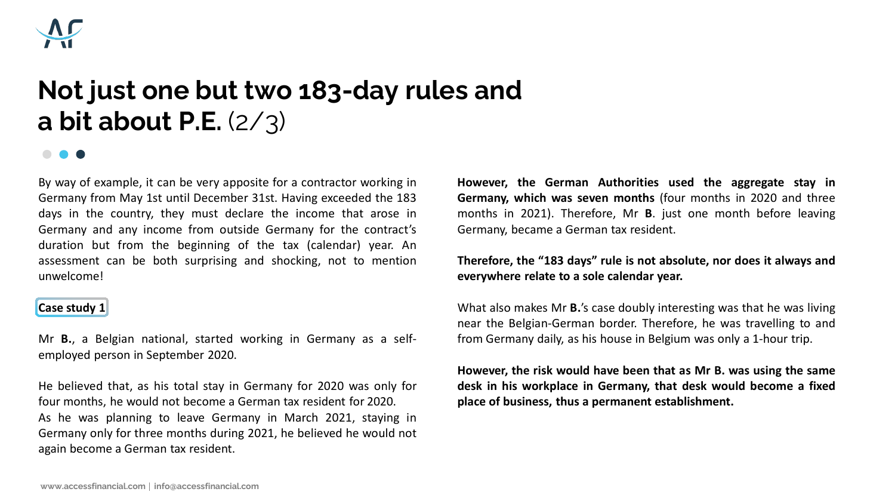# Not just one but two 183-day rules and a bit about P.E. (2/3)

By way of example, it can be very apposite for a contractor working in Germany from May 1st until December 31st. Having exceeded the 183 days in the country, they must declare the income that arose in Germany and any income from outside Germany for the contract's duration but from the beginning of the tax (calendar) year. An assessment can be both surprising and shocking, not to mention unwelcome!

**Case study 1**

Mr **B.**, a Belgian national, started working in Germany as a self-employed person in September 2020.

He believed that, as his total stay in Germany for 2020 was only for four months, he would not become a German tax resident for 2020. As he was planning to leave Germany in March 2021, staying in Germany only for three months during 2021, he believed he would not again become a German tax resident.

**However, the German Authorities used the aggregate stay in Germany, which was seven months** (four months in 2020 and three months in 2021). Therefore, Mr **B**. just one month before leaving Germany, became a German tax resident.

**Therefore, the "183 days" rule is not absolute, nor does it always and everywhere relate to a sole calendar year.**

What also makes Mr **B.**'s case doubly interesting was that he was living near the Belgian-German border. Therefore, he was travelling to and from Germany daily, as his house in Belgium was only a 1-hour trip.

**However, the risk would have been that as Mr B. was using the same desk in his workplace in Germany, that desk would become a fixed place of business, thus a permanent establishment.**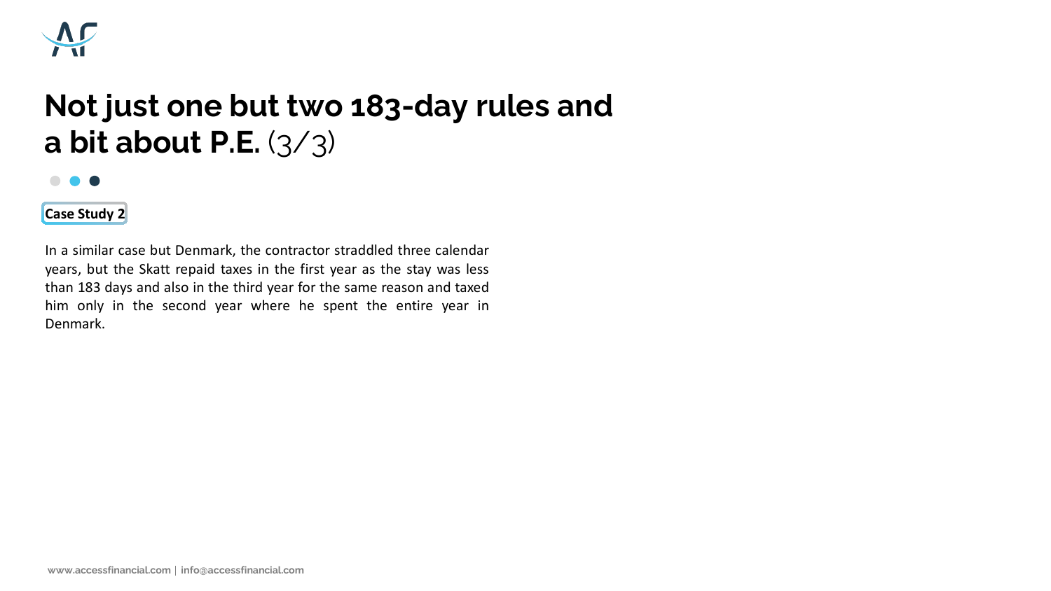# Not just one but two 183-day rules and a bit about P.E. (3/3)

**Case Study 2**

In a similar case but Denmark, the contractor straddled three calendar years, but the Skatt repaid taxes in the first year as the stay was less than 183 days and also in the third year for the same reason and taxed him only in the second year where he spent the entire year in Denmark.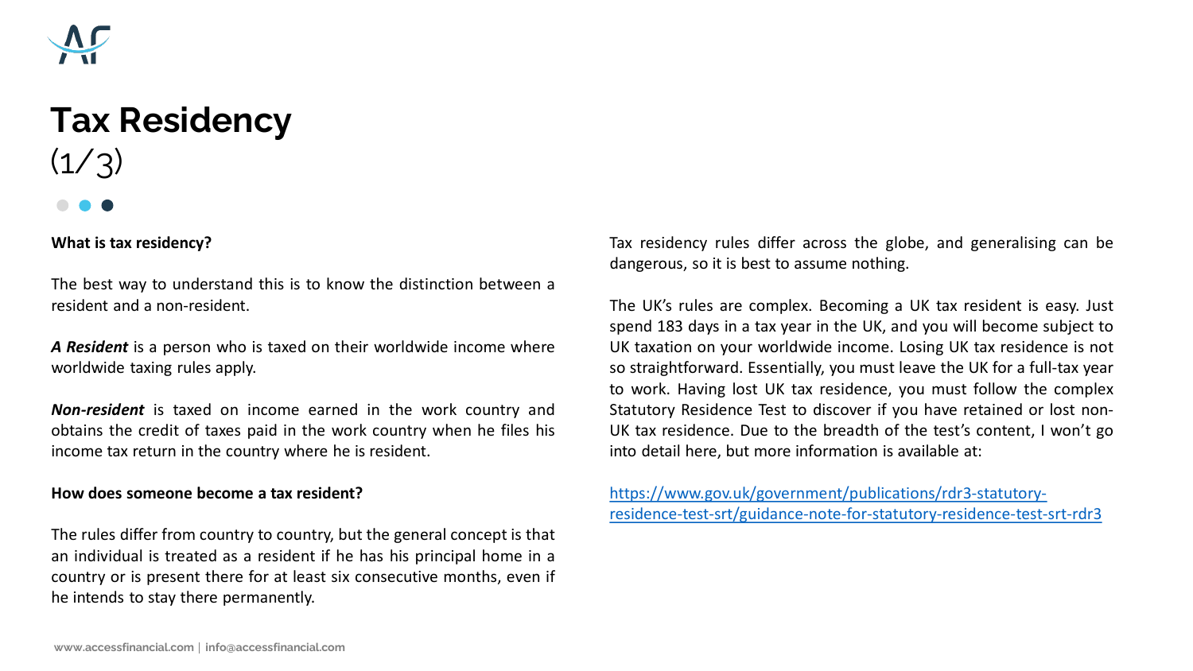# Tax Residency
(1/3)

**What is tax residency?**

The best way to understand this is to know the distinction between a resident and a non-resident.

***A Resident*** is a person who is taxed on their worldwide income where worldwide taxing rules apply.

***Non-resident*** is taxed on income earned in the work country and obtains the credit of taxes paid in the work country when he files his income tax return in the country where he is resident.

**How does someone become a tax resident?**

The rules differ from country to country, but the general concept is that an individual is treated as a resident if he has his principal home in a country or is present there for at least six consecutive months, even if he intends to stay there permanently.

Tax residency rules differ across the globe, and generalising can be dangerous, so it is best to assume nothing.

The UK's rules are complex. Becoming a UK tax resident is easy. Just spend 183 days in a tax year in the UK, and you will become subject to UK taxation on your worldwide income. Losing UK tax residence is not so straightforward. Essentially, you must leave the UK for a full-tax year to work. Having lost UK tax residence, you must follow the complex Statutory Residence Test to discover if you have retained or lost non-UK tax residence. Due to the breadth of the test's content, I won't go into detail here, but more information is available at:

[https://www.gov.uk/government/publications/rdr3-statutory-residence-test-srt/guidance-note-for-statutory-residence-test-srt-rdr3](https://www.gov.uk/government/publications/rdr3-statutory-residence-test-srt/guidance-note-for-statutory-residence-test-srt-rdr3)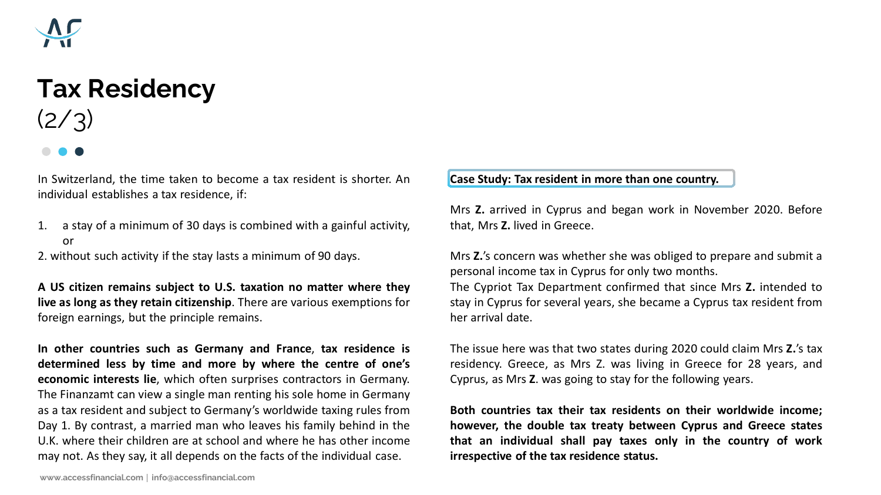# Tax Residency

(2/3)

In Switzerland, the time taken to become a tax resident is shorter. An individual establishes a tax residence, if:

1. a stay of a minimum of 30 days is combined with a gainful activity, or
2. without such activity if the stay lasts a minimum of 90 days.

**A US citizen remains subject to U.S. taxation no matter where they live as long as they retain citizenship**. There are various exemptions for foreign earnings, but the principle remains.

**In other countries such as Germany and France**, **tax residence is determined less by time and more by where the centre of one's economic interests lie**, which often surprises contractors in Germany. The Finanzamt can view a single man renting his sole home in Germany as a tax resident and subject to Germany's worldwide taxing rules from Day 1. By contrast, a married man who leaves his family behind in the U.K. where their children are at school and where he has other income may not. As they say, it all depends on the facts of the individual case.

**Case Study: Tax resident in more than one country.**

Mrs **Z.** arrived in Cyprus and began work in November 2020. Before that, Mrs **Z.** lived in Greece.

Mrs **Z.**'s concern was whether she was obliged to prepare and submit a personal income tax in Cyprus for only two months.
The Cypriot Tax Department confirmed that since Mrs **Z.** intended to stay in Cyprus for several years, she became a Cyprus tax resident from her arrival date.

The issue here was that two states during 2020 could claim Mrs **Z.**'s tax residency. Greece, as Mrs Z. was living in Greece for 28 years, and Cyprus, as Mrs **Z**. was going to stay for the following years.

**Both countries tax their tax residents on their worldwide income; however, the double tax treaty between Cyprus and Greece states that an individual shall pay taxes only in the country of work irrespective of the tax residence status.**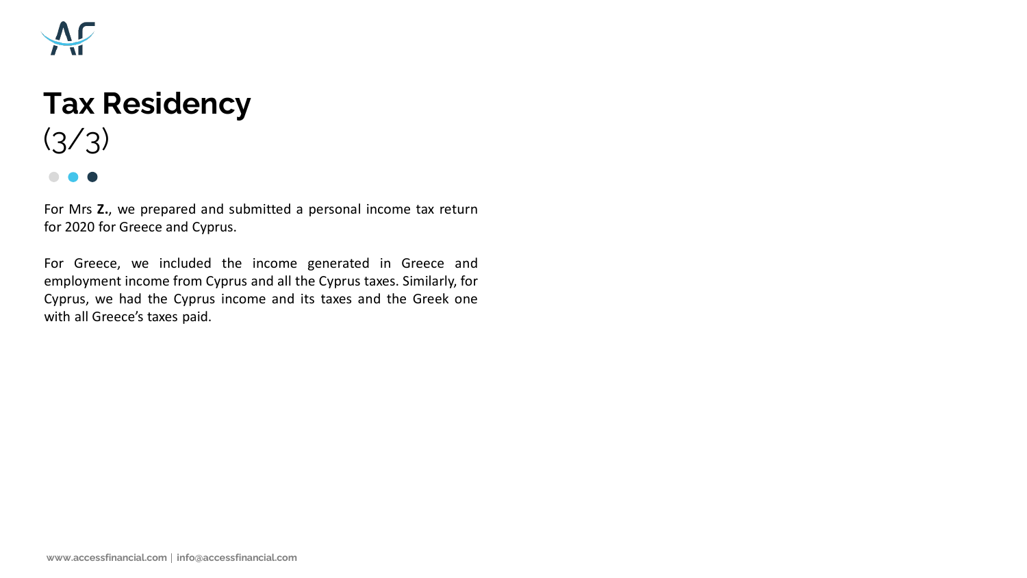# Tax Residency

(3/3)

For Mrs **Z.**, we prepared and submitted a personal income tax return for 2020 for Greece and Cyprus.

For Greece, we included the income generated in Greece and employment income from Cyprus and all the Cyprus taxes. Similarly, for Cyprus, we had the Cyprus income and its taxes and the Greek one with all Greece's taxes paid.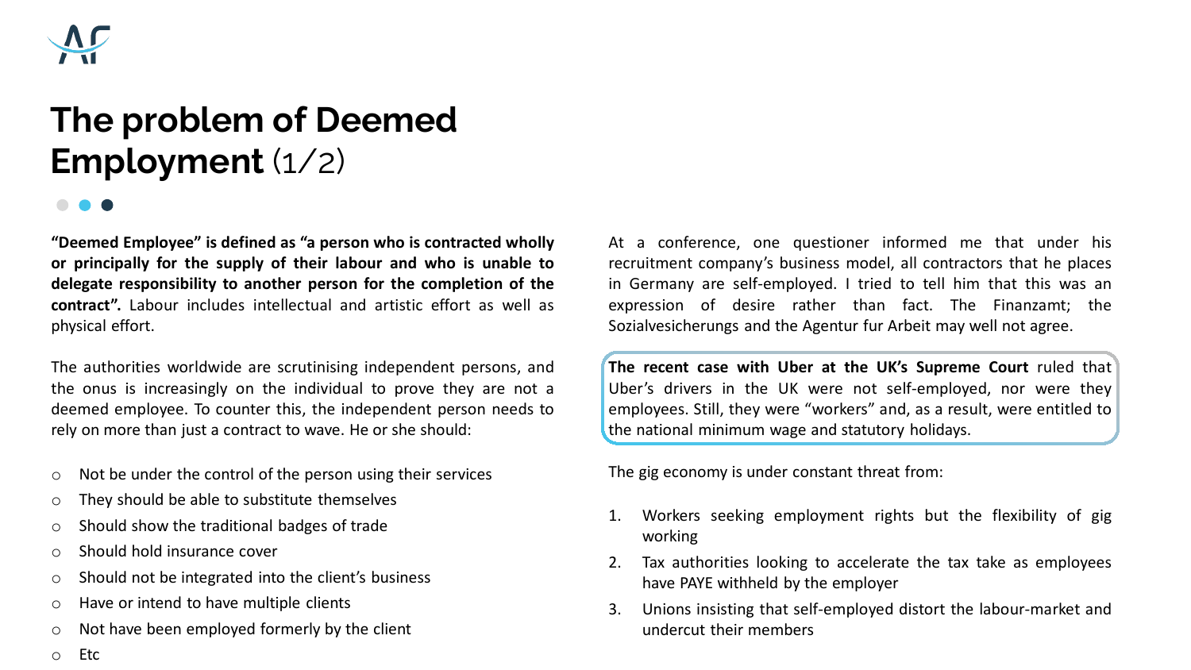# The problem of Deemed Employment (1/2)

**"Deemed Employee" is defined as "a person who is contracted wholly or principally for the supply of their labour and who is unable to delegate responsibility to another person for the completion of the contract".** Labour includes intellectual and artistic effort as well as physical effort.

The authorities worldwide are scrutinising independent persons, and the onus is increasingly on the individual to prove they are not a deemed employee. To counter this, the independent person needs to rely on more than just a contract to wave. He or she should:

- Not be under the control of the person using their services
- They should be able to substitute themselves
- Should show the traditional badges of trade
- Should hold insurance cover
- Should not be integrated into the client's business
- Have or intend to have multiple clients
- Not have been employed formerly by the client
- Etc

At a conference, one questioner informed me that under his recruitment company's business model, all contractors that he places in Germany are self-employed. I tried to tell him that this was an expression of desire rather than fact. The Finanzamt; the Sozialvesicherungs and the Agentur fur Arbeit may well not agree.

**The recent case with Uber at the UK's Supreme Court** ruled that Uber's drivers in the UK were not self-employed, nor were they employees. Still, they were "workers" and, as a result, were entitled to the national minimum wage and statutory holidays.

The gig economy is under constant threat from:

1. Workers seeking employment rights but the flexibility of gig working
2. Tax authorities looking to accelerate the tax take as employees have PAYE withheld by the employer
3. Unions insisting that self-employed distort the labour-market and undercut their members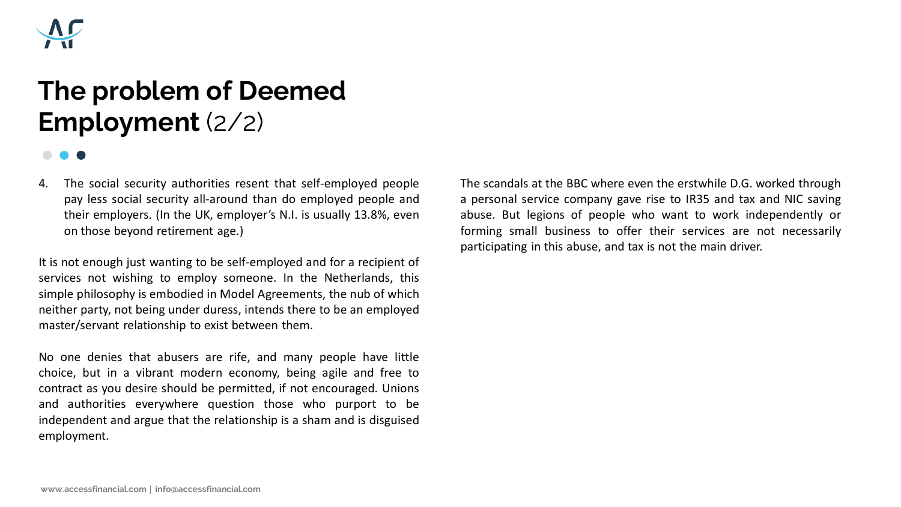# The problem of Deemed Employment (2/2)

4. The social security authorities resent that self-employed people pay less social security all-around than do employed people and their employers. (In the UK, employer's N.I. is usually 13.8%, even on those beyond retirement age.)

It is not enough just wanting to be self-employed and for a recipient of services not wishing to employ someone. In the Netherlands, this simple philosophy is embodied in Model Agreements, the nub of which neither party, not being under duress, intends there to be an employed master/servant relationship to exist between them.

No one denies that abusers are rife, and many people have little choice, but in a vibrant modern economy, being agile and free to contract as you desire should be permitted, if not encouraged. Unions and authorities everywhere question those who purport to be independent and argue that the relationship is a sham and is disguised employment.

The scandals at the BBC where even the erstwhile D.G. worked through a personal service company gave rise to IR35 and tax and NIC saving abuse. But legions of people who want to work independently or forming small business to offer their services are not necessarily participating in this abuse, and tax is not the main driver.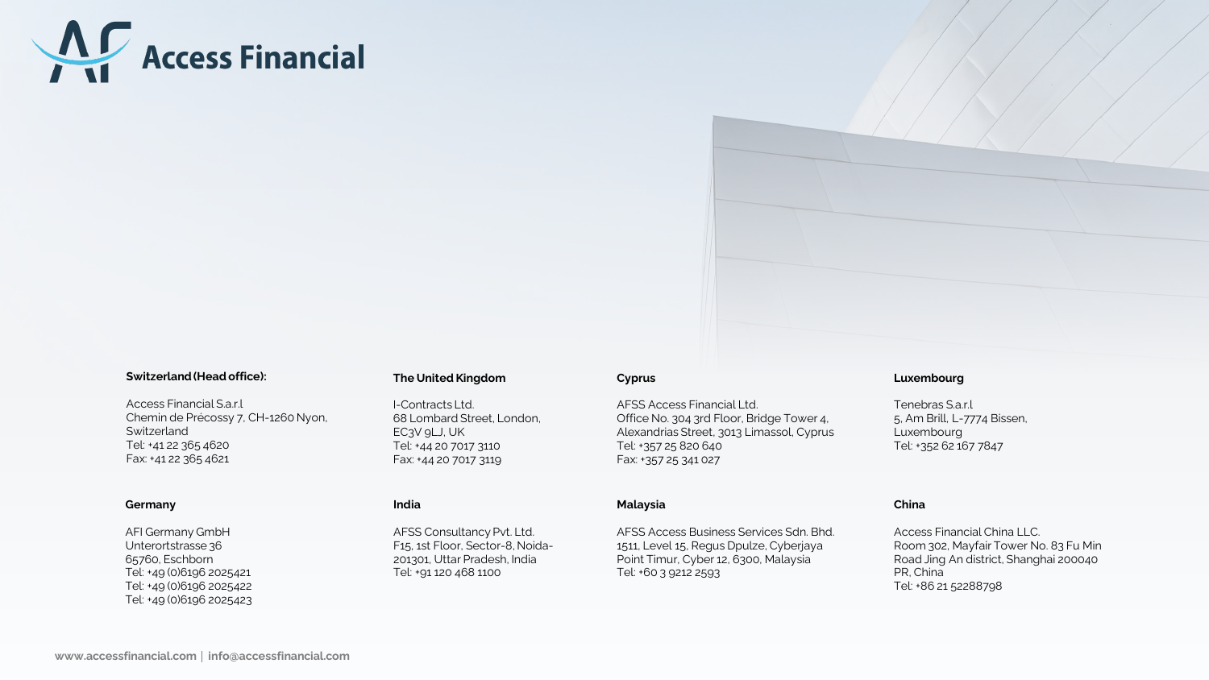# Access Financial

**Switzerland (Head office):**

Access Financial S.a.r.l
Chemin de Précossy 7, CH-1260 Nyon,
Switzerland
Tel: +41 22 365 4620
Fax: +41 22 365 4621

**The United Kingdom**

I-Contracts Ltd.
68 Lombard Street, London,
EC3V 9LJ, UK
Tel: +44 20 7017 3110
Fax: +44 20 7017 3119

**Cyprus**

AFSS Access Financial Ltd.
Office No. 304 3rd Floor, Bridge Tower 4,
Alexandrias Street, 3013 Limassol, Cyprus
Tel: +357 25 820 640
Fax: +357 25 341 027

**Luxembourg**

Tenebras S.a.r.l
5, Am Brill, L-7774 Bissen,
Luxembourg
Tel: +352 62 167 7847

**Germany**

AFI Germany GmbH
Unterortstrasse 36
65760, Eschborn
Tel: +49 (0)6196 2025421
Tel: +49 (0)6196 2025422
Tel: +49 (0)6196 2025423

**India**

AFSS Consultancy Pvt. Ltd.
F15, 1st Floor, Sector-8, Noida-201301, Uttar Pradesh, India
Tel: +91 120 468 1100

**Malaysia**

AFSS Access Business Services Sdn. Bhd.
1511, Level 15, Regus Dpulze, Cyberjaya
Point Timur, Cyber 12, 6300, Malaysia
Tel: +60 3 9212 2593

**China**

Access Financial China LLC.
Room 302, Mayfair Tower No. 83 Fu Min
Road Jing An district, Shanghai 200040
PR, China
Tel: +86 21 52288798

www.accessfinancial.com | info@accessfinancial.com